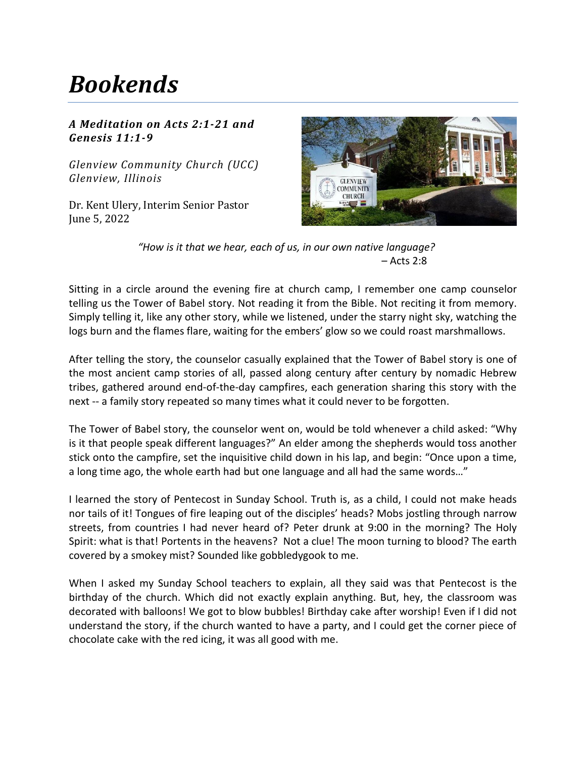# Bookends

***A Meditation on Acts 2:1-21 and Genesis 11:1-9***

*Glenview Community Church (UCC)*
*Glenview, Illinois*

Dr. Kent Ulery, Interim Senior Pastor
June 5, 2022

> *"How is it that we hear, each of us, in our own native language?*
> – Acts 2:8

Sitting in a circle around the evening fire at church camp, I remember one camp counselor telling us the Tower of Babel story. Not reading it from the Bible. Not reciting it from memory. Simply telling it, like any other story, while we listened, under the starry night sky, watching the logs burn and the flames flare, waiting for the embers' glow so we could roast marshmallows.

After telling the story, the counselor casually explained that the Tower of Babel story is one of the most ancient camp stories of all, passed along century after century by nomadic Hebrew tribes, gathered around end-of-the-day campfires, each generation sharing this story with the next -- a family story repeated so many times what it could never to be forgotten.

The Tower of Babel story, the counselor went on, would be told whenever a child asked: "Why is it that people speak different languages?" An elder among the shepherds would toss another stick onto the campfire, set the inquisitive child down in his lap, and begin: "Once upon a time, a long time ago, the whole earth had but one language and all had the same words…"

I learned the story of Pentecost in Sunday School. Truth is, as a child, I could not make heads nor tails of it! Tongues of fire leaping out of the disciples' heads? Mobs jostling through narrow streets, from countries I had never heard of? Peter drunk at 9:00 in the morning? The Holy Spirit: what is that! Portents in the heavens? Not a clue! The moon turning to blood? The earth covered by a smokey mist? Sounded like gobbledygook to me.

When I asked my Sunday School teachers to explain, all they said was that Pentecost is the birthday of the church. Which did not exactly explain anything. But, hey, the classroom was decorated with balloons! We got to blow bubbles! Birthday cake after worship! Even if I did not understand the story, if the church wanted to have a party, and I could get the corner piece of chocolate cake with the red icing, it was all good with me.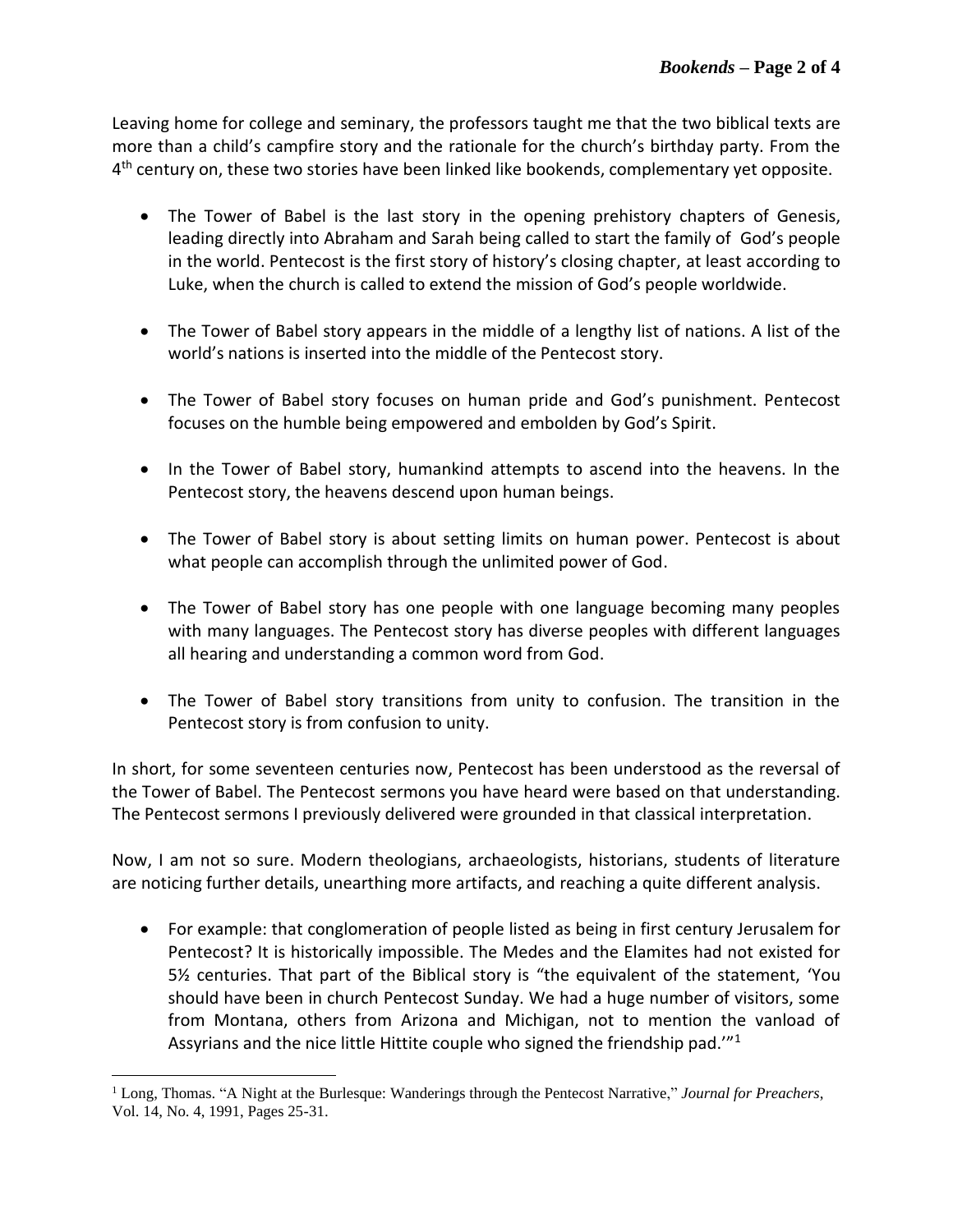Leaving home for college and seminary, the professors taught me that the two biblical texts are more than a child's campfire story and the rationale for the church's birthday party. From the 4th century on, these two stories have been linked like bookends, complementary yet opposite.

- The Tower of Babel is the last story in the opening prehistory chapters of Genesis, leading directly into Abraham and Sarah being called to start the family of God's people in the world. Pentecost is the first story of history's closing chapter, at least according to Luke, when the church is called to extend the mission of God's people worldwide.

- The Tower of Babel story appears in the middle of a lengthy list of nations. A list of the world's nations is inserted into the middle of the Pentecost story.

- The Tower of Babel story focuses on human pride and God's punishment. Pentecost focuses on the humble being empowered and embolden by God's Spirit.

- In the Tower of Babel story, humankind attempts to ascend into the heavens. In the Pentecost story, the heavens descend upon human beings.

- The Tower of Babel story is about setting limits on human power. Pentecost is about what people can accomplish through the unlimited power of God.

- The Tower of Babel story has one people with one language becoming many peoples with many languages. The Pentecost story has diverse peoples with different languages all hearing and understanding a common word from God.

- The Tower of Babel story transitions from unity to confusion. The transition in the Pentecost story is from confusion to unity.

In short, for some seventeen centuries now, Pentecost has been understood as the reversal of the Tower of Babel. The Pentecost sermons you have heard were based on that understanding. The Pentecost sermons I previously delivered were grounded in that classical interpretation.

Now, I am not so sure. Modern theologians, archaeologists, historians, students of literature are noticing further details, unearthing more artifacts, and reaching a quite different analysis.

- For example: that conglomeration of people listed as being in first century Jerusalem for Pentecost? It is historically impossible. The Medes and the Elamites had not existed for 5½ centuries. That part of the Biblical story is "the equivalent of the statement, 'You should have been in church Pentecost Sunday. We had a huge number of visitors, some from Montana, others from Arizona and Michigan, not to mention the vanload of Assyrians and the nice little Hittite couple who signed the friendship pad.'"[1]

[1] Long, Thomas. "A Night at the Burlesque: Wanderings through the Pentecost Narrative," *Journal for Preachers*, Vol. 14, No. 4, 1991, Pages 25-31.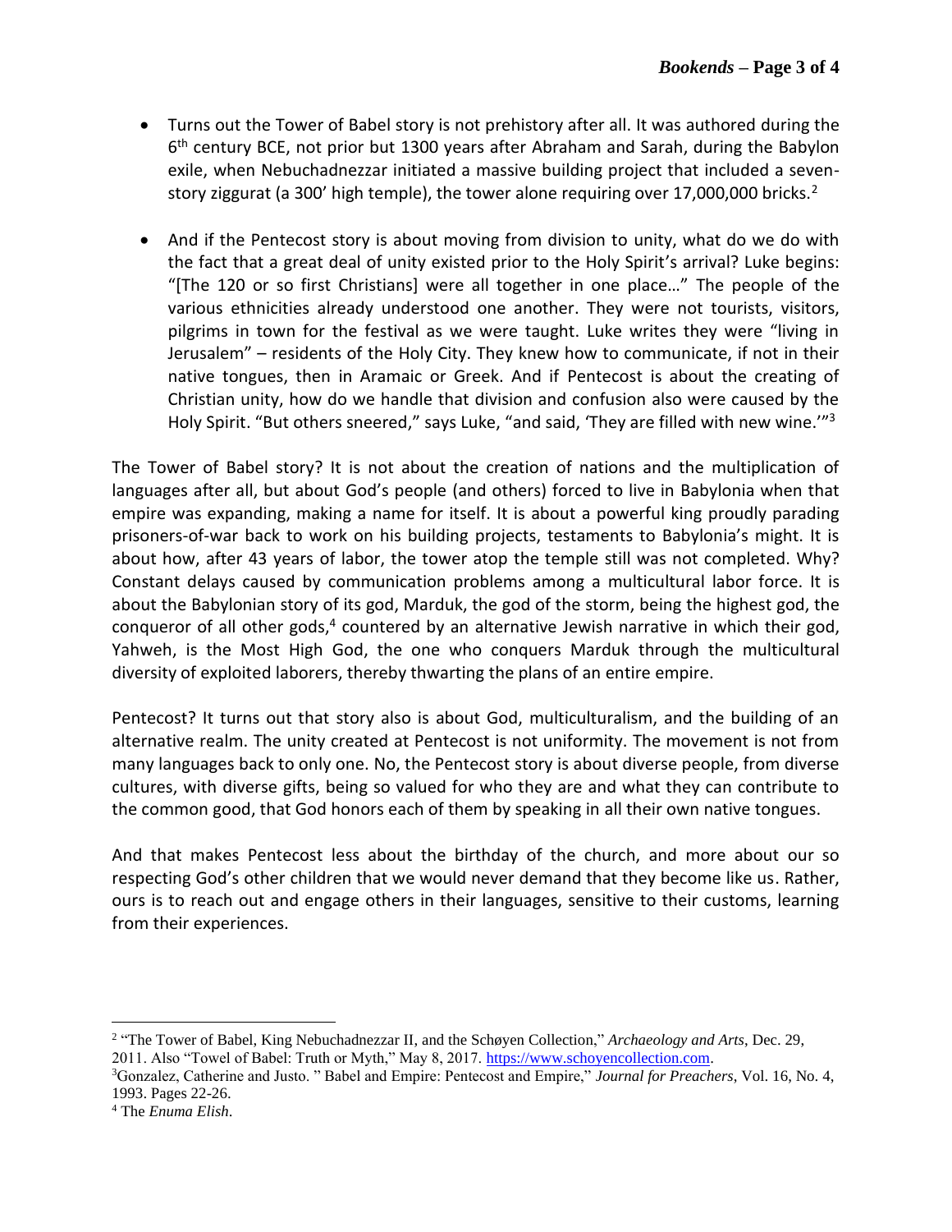- Turns out the Tower of Babel story is not prehistory after all. It was authored during the 6th century BCE, not prior but 1300 years after Abraham and Sarah, during the Babylon exile, when Nebuchadnezzar initiated a massive building project that included a seven-story ziggurat (a 300' high temple), the tower alone requiring over 17,000,000 bricks.[2]

- And if the Pentecost story is about moving from division to unity, what do we do with the fact that a great deal of unity existed prior to the Holy Spirit's arrival? Luke begins: "[The 120 or so first Christians] were all together in one place…" The people of the various ethnicities already understood one another. They were not tourists, visitors, pilgrims in town for the festival as we were taught. Luke writes they were "living in Jerusalem" – residents of the Holy City. They knew how to communicate, if not in their native tongues, then in Aramaic or Greek. And if Pentecost is about the creating of Christian unity, how do we handle that division and confusion also were caused by the Holy Spirit. "But others sneered," says Luke, "and said, 'They are filled with new wine.'"[3]

The Tower of Babel story? It is not about the creation of nations and the multiplication of languages after all, but about God's people (and others) forced to live in Babylonia when that empire was expanding, making a name for itself. It is about a powerful king proudly parading prisoners-of-war back to work on his building projects, testaments to Babylonia's might. It is about how, after 43 years of labor, the tower atop the temple still was not completed. Why? Constant delays caused by communication problems among a multicultural labor force. It is about the Babylonian story of its god, Marduk, the god of the storm, being the highest god, the conqueror of all other gods,[4] countered by an alternative Jewish narrative in which their god, Yahweh, is the Most High God, the one who conquers Marduk through the multicultural diversity of exploited laborers, thereby thwarting the plans of an entire empire.

Pentecost? It turns out that story also is about God, multiculturalism, and the building of an alternative realm. The unity created at Pentecost is not uniformity. The movement is not from many languages back to only one. No, the Pentecost story is about diverse people, from diverse cultures, with diverse gifts, being so valued for who they are and what they can contribute to the common good, that God honors each of them by speaking in all their own native tongues.

And that makes Pentecost less about the birthday of the church, and more about our so respecting God's other children that we would never demand that they become like us. Rather, ours is to reach out and engage others in their languages, sensitive to their customs, learning from their experiences.

---

[2] "The Tower of Babel, King Nebuchadnezzar II, and the Schøyen Collection," *Archaeology and Arts*, Dec. 29, 2011. Also "Towel of Babel: Truth or Myth," May 8, 2017. https://www.schoyencollection.com.

[3] Gonzalez, Catherine and Justo. " Babel and Empire: Pentecost and Empire," *Journal for Preachers*, Vol. 16, No. 4, 1993. Pages 22-26.

[4] The *Enuma Elish*.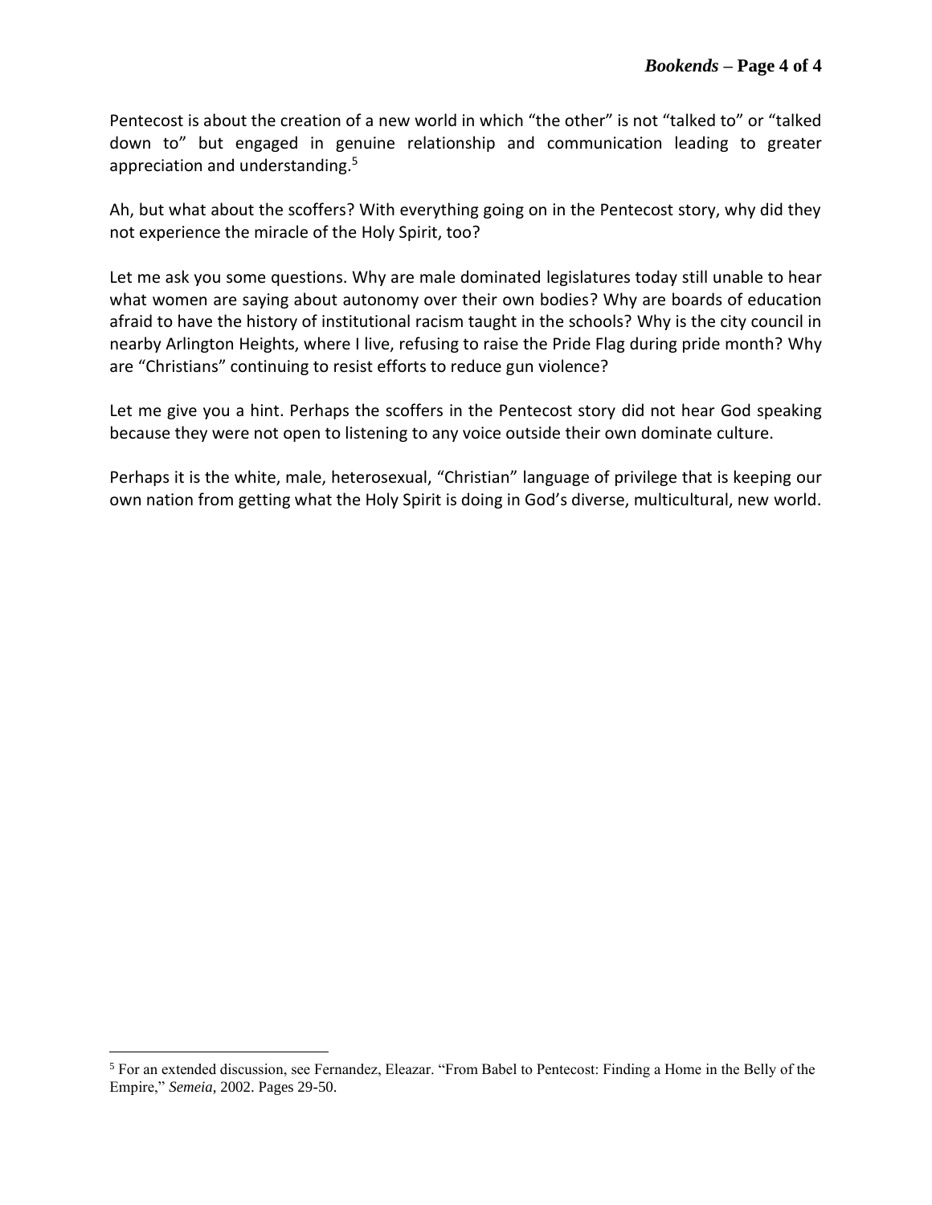Pentecost is about the creation of a new world in which "the other" is not "talked to" or "talked down to" but engaged in genuine relationship and communication leading to greater appreciation and understanding.[5]

Ah, but what about the scoffers? With everything going on in the Pentecost story, why did they not experience the miracle of the Holy Spirit, too?

Let me ask you some questions. Why are male dominated legislatures today still unable to hear what women are saying about autonomy over their own bodies? Why are boards of education afraid to have the history of institutional racism taught in the schools? Why is the city council in nearby Arlington Heights, where I live, refusing to raise the Pride Flag during pride month? Why are "Christians" continuing to resist efforts to reduce gun violence?

Let me give you a hint. Perhaps the scoffers in the Pentecost story did not hear God speaking because they were not open to listening to any voice outside their own dominate culture.

Perhaps it is the white, male, heterosexual, "Christian" language of privilege that is keeping our own nation from getting what the Holy Spirit is doing in God's diverse, multicultural, new world.

---

[5] For an extended discussion, see Fernandez, Eleazar. "From Babel to Pentecost: Finding a Home in the Belly of the Empire," *Semeia*, 2002. Pages 29-50.